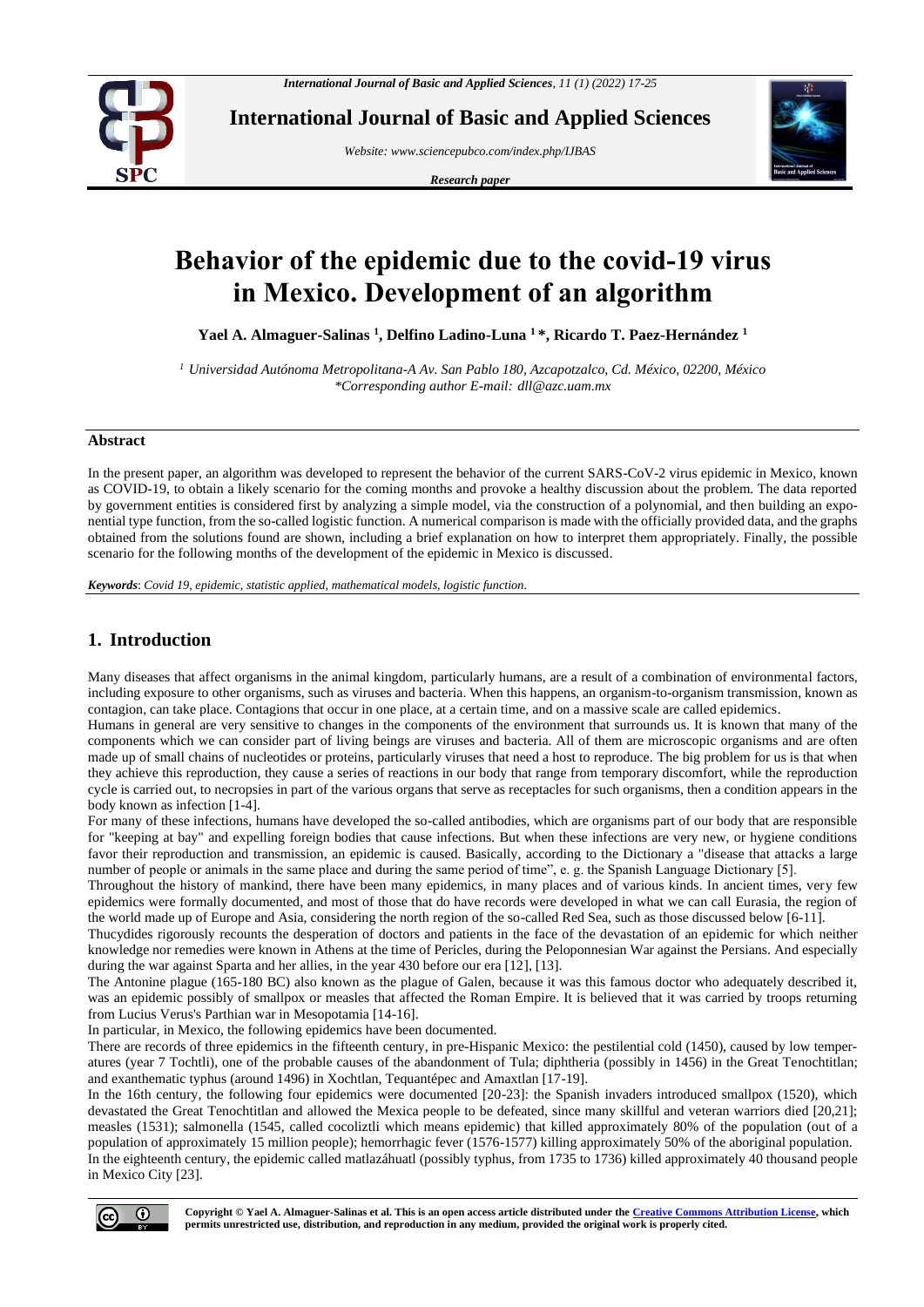# Behavior of the epidemic due to the covid-19 virus in Mexico. Development of an algorithm

**Yael A. Almaguer-Salinas [1], Delfino Ladino-Luna [1]*, Ricardo T. Paez-Hernández [1]**

[1] *Universidad Autónoma Metropolitana-A Av. San Pablo 180, Azcapotzalco, Cd. México, 02200, México*
*\*Corresponding author E-mail: dll@azc.uam.mx*

## Abstract

In the present paper, an algorithm was developed to represent the behavior of the current SARS-CoV-2 virus epidemic in Mexico, known as COVID-19, to obtain a likely scenario for the coming months and provoke a healthy discussion about the problem. The data reported by government entities is considered first by analyzing a simple model, via the construction of a polynomial, and then building an exponential type function, from the so-called logistic function. A numerical comparison is made with the officially provided data, and the graphs obtained from the solutions found are shown, including a brief explanation on how to interpret them appropriately. Finally, the possible scenario for the following months of the development of the epidemic in Mexico is discussed.

***Keywords***: *Covid 19, epidemic, statistic applied, mathematical models, logistic function.*

## 1. Introduction

Many diseases that affect organisms in the animal kingdom, particularly humans, are a result of a combination of environmental factors, including exposure to other organisms, such as viruses and bacteria. When this happens, an organism-to-organism transmission, known as contagion, can take place. Contagions that occur in one place, at a certain time, and on a massive scale are called epidemics.

Humans in general are very sensitive to changes in the components of the environment that surrounds us. It is known that many of the components which we can consider part of living beings are viruses and bacteria. All of them are microscopic organisms and are often made up of small chains of nucleotides or proteins, particularly viruses that need a host to reproduce. The big problem for us is that when they achieve this reproduction, they cause a series of reactions in our body that range from temporary discomfort, while the reproduction cycle is carried out, to necropsies in part of the various organs that serve as receptacles for such organisms, then a condition appears in the body known as infection [1-4].

For many of these infections, humans have developed the so-called antibodies, which are organisms part of our body that are responsible for "keeping at bay" and expelling foreign bodies that cause infections. But when these infections are very new, or hygiene conditions favor their reproduction and transmission, an epidemic is caused. Basically, according to the Dictionary a "disease that attacks a large number of people or animals in the same place and during the same period of time", e. g. the Spanish Language Dictionary [5].

Throughout the history of mankind, there have been many epidemics, in many places and of various kinds. In ancient times, very few epidemics were formally documented, and most of those that do have records were developed in what we can call Eurasia, the region of the world made up of Europe and Asia, considering the north region of the so-called Red Sea, such as those discussed below [6-11].

Thucydides rigorously recounts the desperation of doctors and patients in the face of the devastation of an epidemic for which neither knowledge nor remedies were known in Athens at the time of Pericles, during the Peloponnesian War against the Persians. And especially during the war against Sparta and her allies, in the year 430 before our era [12], [13].

The Antonine plague (165-180 BC) also known as the plague of Galen, because it was this famous doctor who adequately described it, was an epidemic possibly of smallpox or measles that affected the Roman Empire. It is believed that it was carried by troops returning from Lucius Verus's Parthian war in Mesopotamia [14-16].

In particular, in Mexico, the following epidemics have been documented.

There are records of three epidemics in the fifteenth century, in pre-Hispanic Mexico: the pestilential cold (1450), caused by low temperatures (year 7 Tochtli), one of the probable causes of the abandonment of Tula; diphtheria (possibly in 1456) in the Great Tenochtitlan; and exanthematic typhus (around 1496) in Xochtlan, Tequantépec and Amaxtlan [17-19].

In the 16th century, the following four epidemics were documented [20-23]: the Spanish invaders introduced smallpox (1520), which devastated the Great Tenochtitlan and allowed the Mexica people to be defeated, since many skillful and veteran warriors died [20,21]; measles (1531); salmonella (1545, called cocoliztli which means epidemic) that killed approximately 80% of the population (out of a population of approximately 15 million people); hemorrhagic fever (1576-1577) killing approximately 50% of the aboriginal population.

In the eighteenth century, the epidemic called matlazáhuatl (possibly typhus, from 1735 to 1736) killed approximately 40 thousand people in Mexico City [23].

**Copyright © Yael A. Almaguer-Salinas et al. This is an open access article distributed under the Creative Commons Attribution License, which permits unrestricted use, distribution, and reproduction in any medium, provided the original work is properly cited.**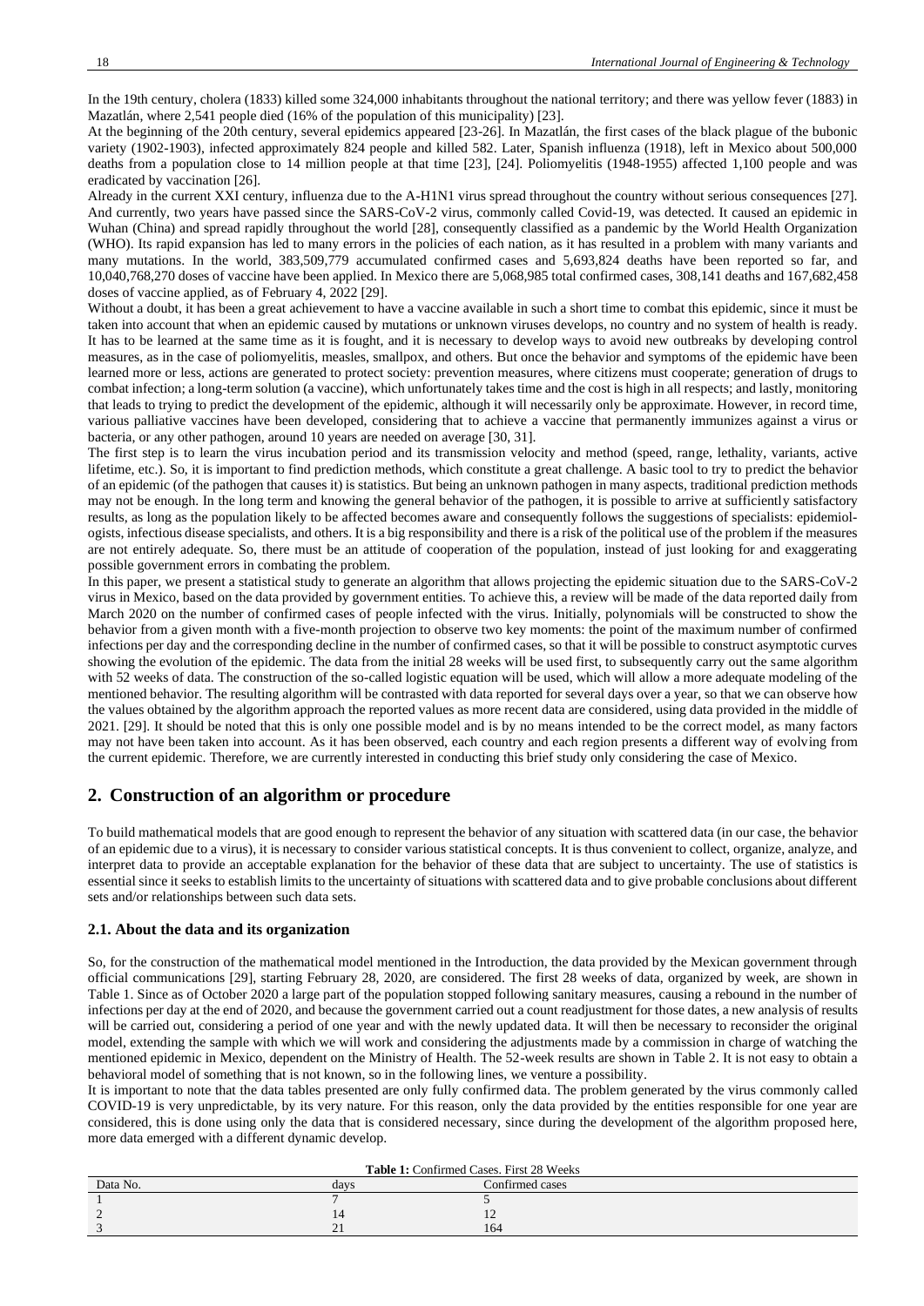In the 19th century, cholera (1833) killed some 324,000 inhabitants throughout the national territory; and there was yellow fever (1883) in Mazatlán, where 2,541 people died (16% of the population of this municipality) [23].

At the beginning of the 20th century, several epidemics appeared [23-26]. In Mazatlán, the first cases of the black plague of the bubonic variety (1902-1903), infected approximately 824 people and killed 582. Later, Spanish influenza (1918), left in Mexico about 500,000 deaths from a population close to 14 million people at that time [23], [24]. Poliomyelitis (1948-1955) affected 1,100 people and was eradicated by vaccination [26].

Already in the current XXI century, influenza due to the A-H1N1 virus spread throughout the country without serious consequences [27]. And currently, two years have passed since the SARS-CoV-2 virus, commonly called Covid-19, was detected. It caused an epidemic in Wuhan (China) and spread rapidly throughout the world [28], consequently classified as a pandemic by the World Health Organization (WHO). Its rapid expansion has led to many errors in the policies of each nation, as it has resulted in a problem with many variants and many mutations. In the world, 383,509,779 accumulated confirmed cases and 5,693,824 deaths have been reported so far, and 10,040,768,270 doses of vaccine have been applied. In Mexico there are 5,068,985 total confirmed cases, 308,141 deaths and 167,682,458 doses of vaccine applied, as of February 4, 2022 [29].

Without a doubt, it has been a great achievement to have a vaccine available in such a short time to combat this epidemic, since it must be taken into account that when an epidemic caused by mutations or unknown viruses develops, no country and no system of health is ready. It has to be learned at the same time as it is fought, and it is necessary to develop ways to avoid new outbreaks by developing control measures, as in the case of poliomyelitis, measles, smallpox, and others. But once the behavior and symptoms of the epidemic have been learned more or less, actions are generated to protect society: prevention measures, where citizens must cooperate; generation of drugs to combat infection; a long-term solution (a vaccine), which unfortunately takes time and the cost is high in all respects; and lastly, monitoring that leads to trying to predict the development of the epidemic, although it will necessarily only be approximate. However, in record time, various palliative vaccines have been developed, considering that to achieve a vaccine that permanently immunizes against a virus or bacteria, or any other pathogen, around 10 years are needed on average [30, 31].

The first step is to learn the virus incubation period and its transmission velocity and method (speed, range, lethality, variants, active lifetime, etc.). So, it is important to find prediction methods, which constitute a great challenge. A basic tool to try to predict the behavior of an epidemic (of the pathogen that causes it) is statistics. But being an unknown pathogen in many aspects, traditional prediction methods may not be enough. In the long term and knowing the general behavior of the pathogen, it is possible to arrive at sufficiently satisfactory results, as long as the population likely to be affected becomes aware and consequently follows the suggestions of specialists: epidemiologists, infectious disease specialists, and others. It is a big responsibility and there is a risk of the political use of the problem if the measures are not entirely adequate. So, there must be an attitude of cooperation of the population, instead of just looking for and exaggerating possible government errors in combating the problem.

In this paper, we present a statistical study to generate an algorithm that allows projecting the epidemic situation due to the SARS-CoV-2 virus in Mexico, based on the data provided by government entities. To achieve this, a review will be made of the data reported daily from March 2020 on the number of confirmed cases of people infected with the virus. Initially, polynomials will be constructed to show the behavior from a given month with a five-month projection to observe two key moments: the point of the maximum number of confirmed infections per day and the corresponding decline in the number of confirmed cases, so that it will be possible to construct asymptotic curves showing the evolution of the epidemic. The data from the initial 28 weeks will be used first, to subsequently carry out the same algorithm with 52 weeks of data. The construction of the so-called logistic equation will be used, which will allow a more adequate modeling of the mentioned behavior. The resulting algorithm will be contrasted with data reported for several days over a year, so that we can observe how the values obtained by the algorithm approach the reported values as more recent data are considered, using data provided in the middle of 2021. [29]. It should be noted that this is only one possible model and is by no means intended to be the correct model, as many factors may not have been taken into account. As it has been observed, each country and each region presents a different way of evolving from the current epidemic. Therefore, we are currently interested in conducting this brief study only considering the case of Mexico.

## 2. Construction of an algorithm or procedure

To build mathematical models that are good enough to represent the behavior of any situation with scattered data (in our case, the behavior of an epidemic due to a virus), it is necessary to consider various statistical concepts. It is thus convenient to collect, organize, analyze, and interpret data to provide an acceptable explanation for the behavior of these data that are subject to uncertainty. The use of statistics is essential since it seeks to establish limits to the uncertainty of situations with scattered data and to give probable conclusions about different sets and/or relationships between such data sets.

### 2.1. About the data and its organization

So, for the construction of the mathematical model mentioned in the Introduction, the data provided by the Mexican government through official communications [29], starting February 28, 2020, are considered. The first 28 weeks of data, organized by week, are shown in Table 1. Since as of October 2020 a large part of the population stopped following sanitary measures, causing a rebound in the number of infections per day at the end of 2020, and because the government carried out a count readjustment for those dates, a new analysis of results will be carried out, considering a period of one year and with the newly updated data. It will then be necessary to reconsider the original model, extending the sample with which we will work and considering the adjustments made by a commission in charge of watching the mentioned epidemic in Mexico, dependent on the Ministry of Health. The 52-week results are shown in Table 2. It is not easy to obtain a behavioral model of something that is not known, so in the following lines, we venture a possibility.

It is important to note that the data tables presented are only fully confirmed data. The problem generated by the virus commonly called COVID-19 is very unpredictable, by its very nature. For this reason, only the data provided by the entities responsible for one year are considered, this is done using only the data that is considered necessary, since during the development of the algorithm proposed here, more data emerged with a different dynamic develop.

**Table 1:** Confirmed Cases. First 28 Weeks

| Data No. | days | Confirmed cases |
|---|---|---|
| 1 | 7 | 5 |
| 2 | 14 | 12 |
| 3 | 21 | 164 |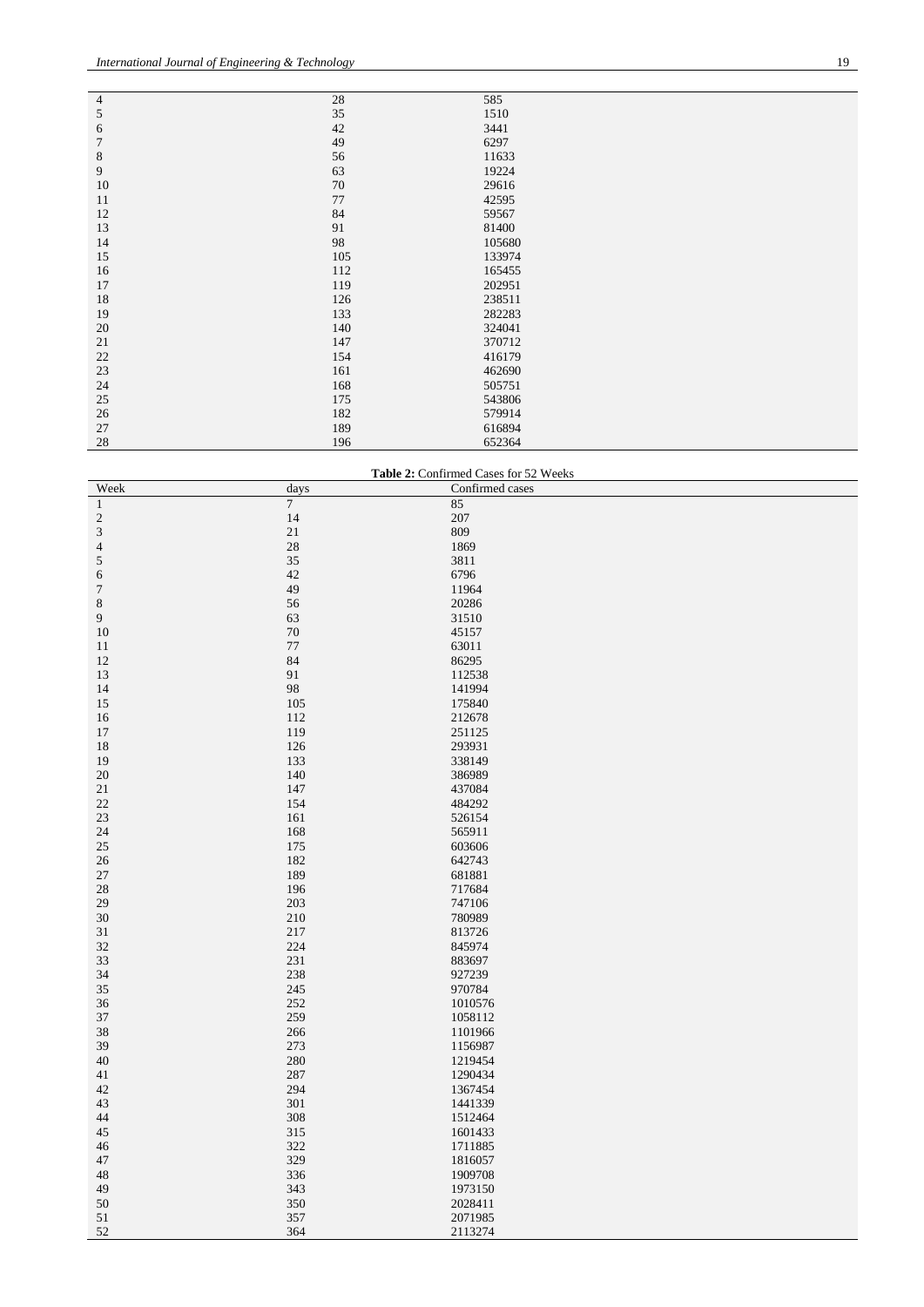| | | |
|---|---|---|
| 4 | 28 | 585 |
| 5 | 35 | 1510 |
| 6 | 42 | 3441 |
| 7 | 49 | 6297 |
| 8 | 56 | 11633 |
| 9 | 63 | 19224 |
| 10 | 70 | 29616 |
| 11 | 77 | 42595 |
| 12 | 84 | 59567 |
| 13 | 91 | 81400 |
| 14 | 98 | 105680 |
| 15 | 105 | 133974 |
| 16 | 112 | 165455 |
| 17 | 119 | 202951 |
| 18 | 126 | 238511 |
| 19 | 133 | 282283 |
| 20 | 140 | 324041 |
| 21 | 147 | 370712 |
| 22 | 154 | 416179 |
| 23 | 161 | 462690 |
| 24 | 168 | 505751 |
| 25 | 175 | 543806 |
| 26 | 182 | 579914 |
| 27 | 189 | 616894 |
| 28 | 196 | 652364 |

**Table 2:** Confirmed Cases for 52 Weeks

| Week | days | Confirmed cases |
|---|---|---|
| 1 | 7 | 85 |
| 2 | 14 | 207 |
| 3 | 21 | 809 |
| 4 | 28 | 1869 |
| 5 | 35 | 3811 |
| 6 | 42 | 6796 |
| 7 | 49 | 11964 |
| 8 | 56 | 20286 |
| 9 | 63 | 31510 |
| 10 | 70 | 45157 |
| 11 | 77 | 63011 |
| 12 | 84 | 86295 |
| 13 | 91 | 112538 |
| 14 | 98 | 141994 |
| 15 | 105 | 175840 |
| 16 | 112 | 212678 |
| 17 | 119 | 251125 |
| 18 | 126 | 293931 |
| 19 | 133 | 338149 |
| 20 | 140 | 386989 |
| 21 | 147 | 437084 |
| 22 | 154 | 484292 |
| 23 | 161 | 526154 |
| 24 | 168 | 565911 |
| 25 | 175 | 603606 |
| 26 | 182 | 642743 |
| 27 | 189 | 681881 |
| 28 | 196 | 717684 |
| 29 | 203 | 747106 |
| 30 | 210 | 780989 |
| 31 | 217 | 813726 |
| 32 | 224 | 845974 |
| 33 | 231 | 883697 |
| 34 | 238 | 927239 |
| 35 | 245 | 970784 |
| 36 | 252 | 1010576 |
| 37 | 259 | 1058112 |
| 38 | 266 | 1101966 |
| 39 | 273 | 1156987 |
| 40 | 280 | 1219454 |
| 41 | 287 | 1290434 |
| 42 | 294 | 1367454 |
| 43 | 301 | 1441339 |
| 44 | 308 | 1512464 |
| 45 | 315 | 1601433 |
| 46 | 322 | 1711885 |
| 47 | 329 | 1816057 |
| 48 | 336 | 1909708 |
| 49 | 343 | 1973150 |
| 50 | 350 | 2028411 |
| 51 | 357 | 2071985 |
| 52 | 364 | 2113274 |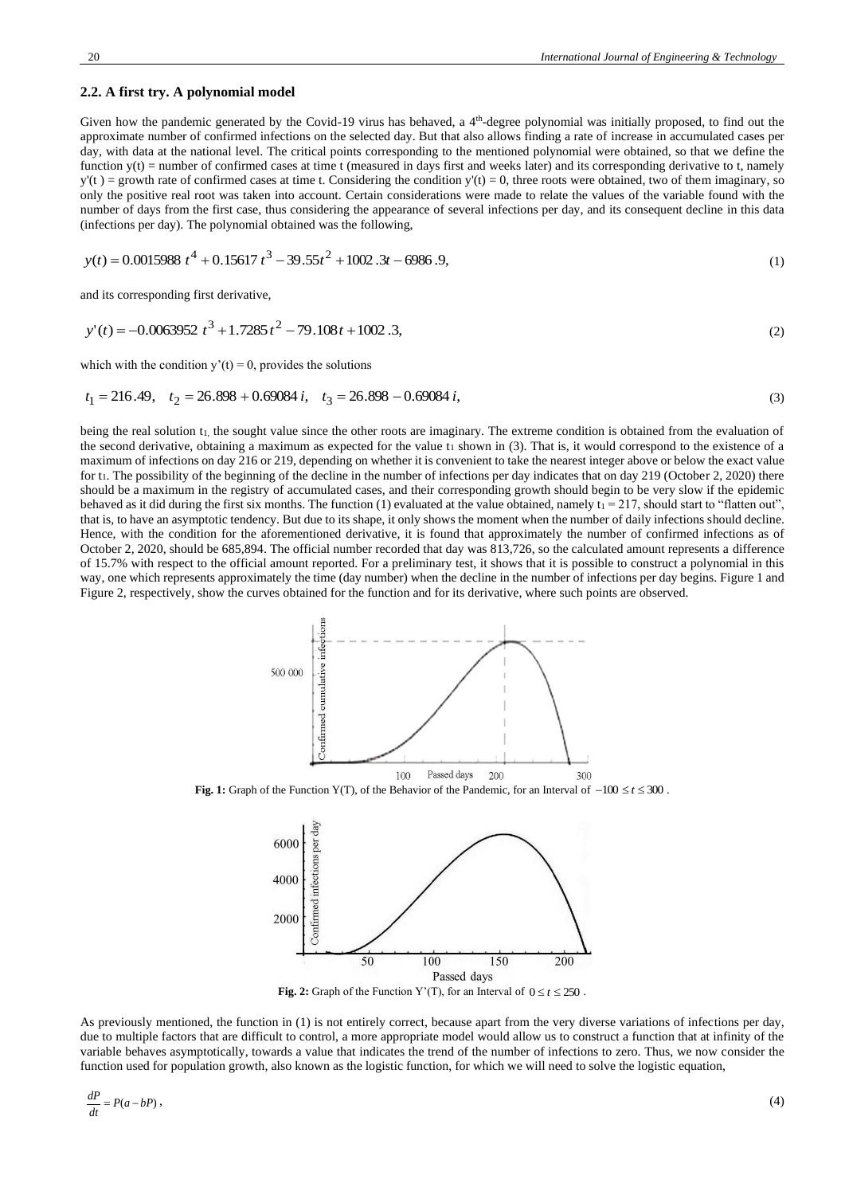### 2.2. A first try. A polynomial model

Given how the pandemic generated by the Covid-19 virus has behaved, a 4[th]-degree polynomial was initially proposed, to find out the approximate number of confirmed infections on the selected day. But that also allows finding a rate of increase in accumulated cases per day, with data at the national level. The critical points corresponding to the mentioned polynomial were obtained, so that we define the function y(t) = number of confirmed cases at time t (measured in days first and weeks later) and its corresponding derivative to t, namely y'(t ) = growth rate of confirmed cases at time t. Considering the condition y'(t) = 0, three roots were obtained, two of them imaginary, so only the positive real root was taken into account. Certain considerations were made to relate the values of the variable found with the number of days from the first case, thus considering the appearance of several infections per day, and its consequent decline in this data (infections per day). The polynomial obtained was the following,

$$y(t) = 0.0015988\ t^4 + 0.15617\ t^3 - 39.55t^2 + 1002.3t - 6986.9, \tag{1}$$

and its corresponding first derivative,

$$y'(t) = -0.0063952\ t^3 + 1.7285\ t^2 - 79.108t + 1002.3, \tag{2}$$

which with the condition y'(t) = 0, provides the solutions

$$t_1 = 216.49, \quad t_2 = 26.898 + 0.69084\ i, \quad t_3 = 26.898 - 0.69084\ i, \tag{3}$$

being the real solution $t_1$, the sought value since the other roots are imaginary. The extreme condition is obtained from the evaluation of the second derivative, obtaining a maximum as expected for the value $t_1$ shown in (3). That is, it would correspond to the existence of a maximum of infections on day 216 or 219, depending on whether it is convenient to take the nearest integer above or below the exact value for $t_1$. The possibility of the beginning of the decline in the number of infections per day indicates that on day 219 (October 2, 2020) there should be a maximum in the registry of accumulated cases, and their corresponding growth should begin to be very slow if the epidemic behaved as it did during the first six months. The function (1) evaluated at the value obtained, namely $t_1 = 217$, should start to "flatten out", that is, to have an asymptotic tendency. But due to its shape, it only shows the moment when the number of daily infections should decline. Hence, with the condition for the aforementioned derivative, it is found that approximately the number of confirmed infections as of October 2, 2020, should be 685,894. The official number recorded that day was 813,726, so the calculated amount represents a difference of 15.7% with respect to the official amount reported. For a preliminary test, it shows that it is possible to construct a polynomial in this way, one which represents approximately the time (day number) when the decline in the number of infections per day begins. Figure 1 and Figure 2, respectively, show the curves obtained for the function and for its derivative, where such points are observed.

**Fig. 1:** Graph of the Function Y(T), of the Behavior of the Pandemic, for an Interval of $-100 \le t \le 300$ .

**Fig. 2:** Graph of the Function Y'(T), for an Interval of $0 \le t \le 250$ .

As previously mentioned, the function in (1) is not entirely correct, because apart from the very diverse variations of infections per day, due to multiple factors that are difficult to control, a more appropriate model would allow us to construct a function that at infinity of the variable behaves asymptotically, towards a value that indicates the trend of the number of infections to zero. Thus, we now consider the function used for population growth, also known as the logistic function, for which we will need to solve the logistic equation,

$$\frac{dP}{dt} = P(a - bP)\,, \tag{4}$$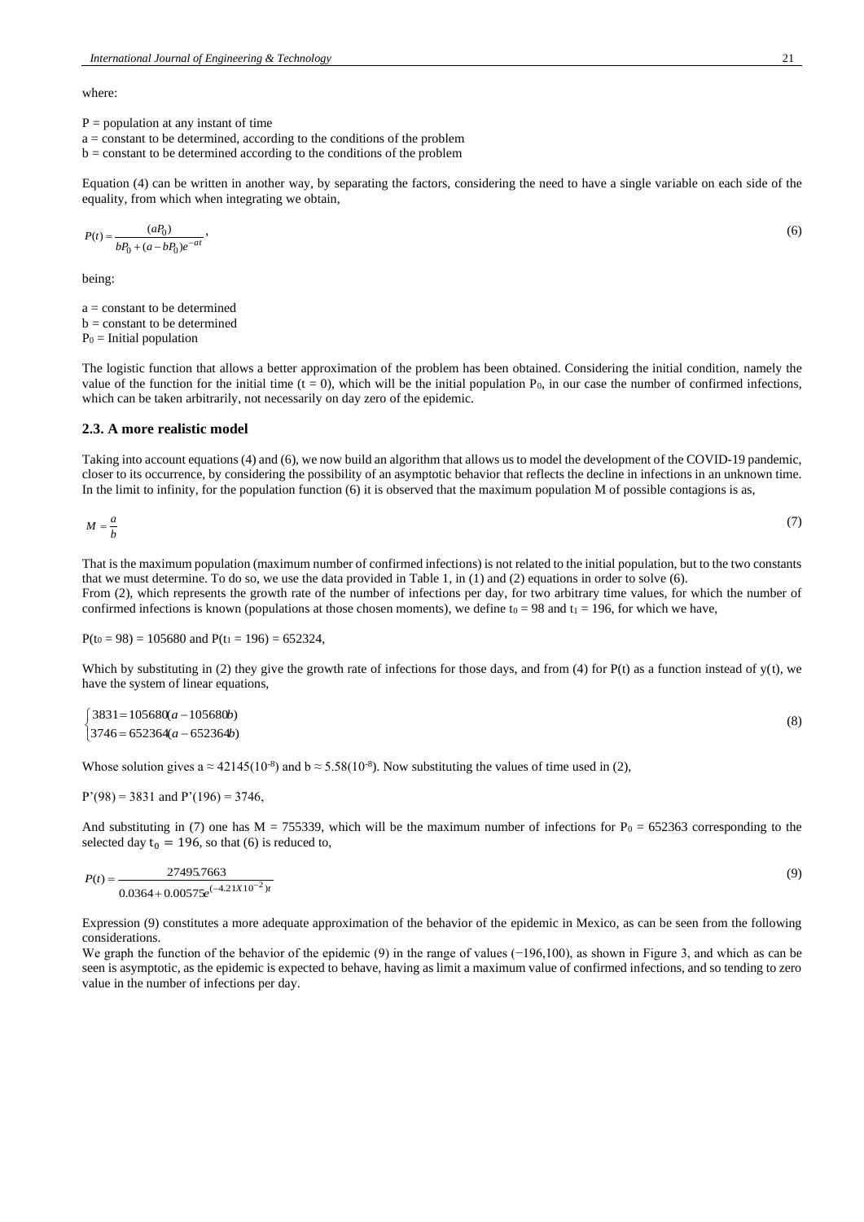where:

P = population at any instant of time
a = constant to be determined, according to the conditions of the problem
b = constant to be determined according to the conditions of the problem

Equation (4) can be written in another way, by separating the factors, considering the need to have a single variable on each side of the equality, from which when integrating we obtain,

$$P(t) = \frac{(aP_0)}{bP_0 + (a - bP_0)e^{-at}}, \tag{6}$$

being:

a = constant to be determined
b = constant to be determined
$P_0$ = Initial population

The logistic function that allows a better approximation of the problem has been obtained. Considering the initial condition, namely the value of the function for the initial time (t = 0), which will be the initial population $P_0$, in our case the number of confirmed infections, which can be taken arbitrarily, not necessarily on day zero of the epidemic.

### 2.3. A more realistic model

Taking into account equations (4) and (6), we now build an algorithm that allows us to model the development of the COVID-19 pandemic, closer to its occurrence, by considering the possibility of an asymptotic behavior that reflects the decline in infections in an unknown time. In the limit to infinity, for the population function (6) it is observed that the maximum population M of possible contagions is as,

$$M = \frac{a}{b} \tag{7}$$

That is the maximum population (maximum number of confirmed infections) is not related to the initial population, but to the two constants that we must determine. To do so, we use the data provided in Table 1, in (1) and (2) equations in order to solve (6).
From (2), which represents the growth rate of the number of infections per day, for two arbitrary time values, for which the number of confirmed infections is known (populations at those chosen moments), we define $t_0 = 98$ and $t_1 = 196$, for which we have,

$P(t_0 = 98) = 105680$ and $P(t_1 = 196) = 652324$,

Which by substituting in (2) they give the growth rate of infections for those days, and from (4) for P(t) as a function instead of y(t), we have the system of linear equations,

$$\begin{cases} 3831 = 105680(a - 105680b) \\ 3746 = 652364(a - 652364b) \end{cases} \tag{8}$$

Whose solution gives $a \approx 42145(10^{-8})$ and $b \approx 5.58(10^{-8})$. Now substituting the values of time used in (2),

$P'(98) = 3831$ and $P'(196) = 3746$,

And substituting in (7) one has M = 755339, which will be the maximum number of infections for $P_0 = 652363$ corresponding to the selected day $t_0 = 196$, so that (6) is reduced to,

$$P(t) = \frac{27495.7663}{0.0364 + 0.00575e^{(-4.21X10^{-2})t}} \tag{9}$$

Expression (9) constitutes a more adequate approximation of the behavior of the epidemic in Mexico, as can be seen from the following considerations.
We graph the function of the behavior of the epidemic (9) in the range of values (−196,100), as shown in Figure 3, and which as can be seen is asymptotic, as the epidemic is expected to behave, having as limit a maximum value of confirmed infections, and so tending to zero value in the number of infections per day.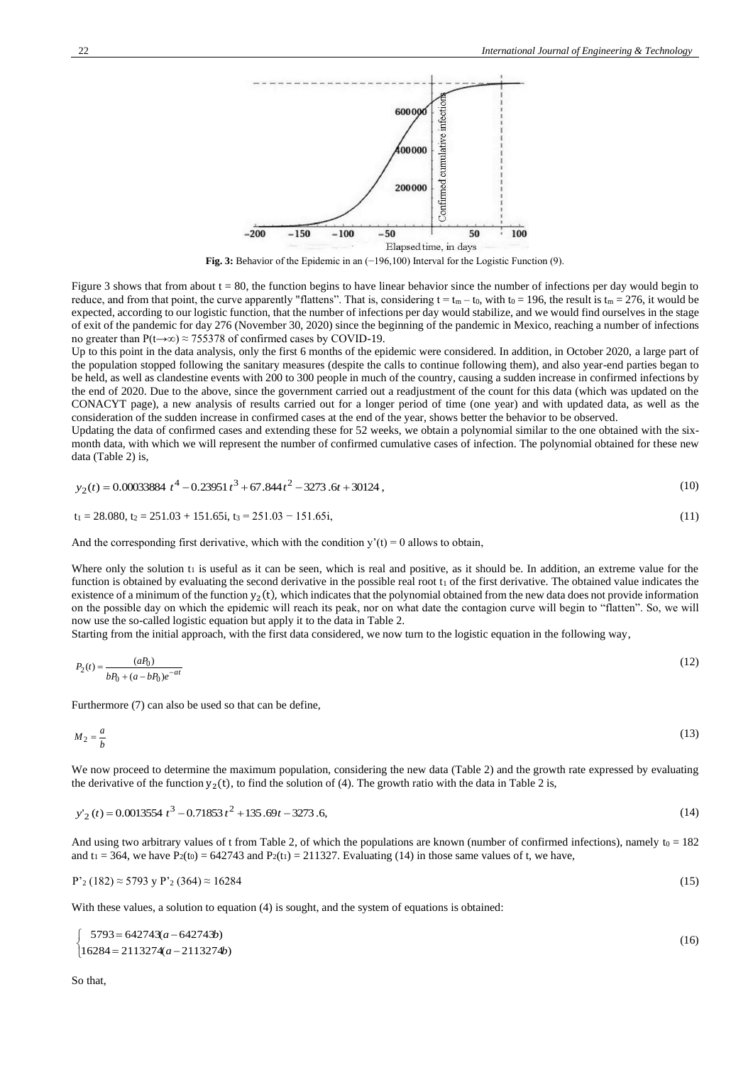Fig. 3: Behavior of the Epidemic in an (−196,100) Interval for the Logistic Function (9).

Figure 3 shows that from about t = 80, the function begins to have linear behavior since the number of infections per day would begin to reduce, and from that point, the curve apparently "flattens". That is, considering $t = t_m - t_0$, with $t_0 = 196$, the result is $t_m = 276$, it would be expected, according to our logistic function, that the number of infections per day would stabilize, and we would find ourselves in the stage of exit of the pandemic for day 276 (November 30, 2020) since the beginning of the pandemic in Mexico, reaching a number of infections no greater than $P(t\rightarrow\infty) \approx 755378$ of confirmed cases by COVID-19.

Up to this point in the data analysis, only the first 6 months of the epidemic were considered. In addition, in October 2020, a large part of the population stopped following the sanitary measures (despite the calls to continue following them), and also year-end parties began to be held, as well as clandestine events with 200 to 300 people in much of the country, causing a sudden increase in confirmed infections by the end of 2020. Due to the above, since the government carried out a readjustment of the count for this data (which was updated on the CONACYT page), a new analysis of results carried out for a longer period of time (one year) and with updated data, as well as the consideration of the sudden increase in confirmed cases at the end of the year, shows better the behavior to be observed.

Updating the data of confirmed cases and extending these for 52 weeks, we obtain a polynomial similar to the one obtained with the six-month data, with which we will represent the number of confirmed cumulative cases of infection. The polynomial obtained for these new data (Table 2) is,

$$y_2(t) = 0.00033884\ t^4 - 0.23951\,t^3 + 67.844t^2 - 3273.6t + 30124\,, \tag{10}$$

$$t_1 = 28.080,\ t_2 = 251.03 + 151.65i,\ t_3 = 251.03 - 151.65i, \tag{11}$$

And the corresponding first derivative, which with the condition $y'(t) = 0$ allows to obtain,

Where only the solution $t_1$ is useful as it can be seen, which is real and positive, as it should be. In addition, an extreme value for the function is obtained by evaluating the second derivative in the possible real root $t_1$ of the first derivative. The obtained value indicates the existence of a minimum of the function $y_2(t)$, which indicates that the polynomial obtained from the new data does not provide information on the possible day on which the epidemic will reach its peak, nor on what date the contagion curve will begin to "flatten". So, we will now use the so-called logistic equation but apply it to the data in Table 2.

Starting from the initial approach, with the first data considered, we now turn to the logistic equation in the following way,

$$P_2(t) = \frac{(aP_0)}{bP_0 + (a - bP_0)e^{-at}} \tag{12}$$

Furthermore (7) can also be used so that can be define,

$$M_2 = \frac{a}{b} \tag{13}$$

We now proceed to determine the maximum population, considering the new data (Table 2) and the growth rate expressed by evaluating the derivative of the function $y_2(t)$, to find the solution of (4). The growth ratio with the data in Table 2 is,

$$y'_2(t) = 0.0013554\ t^3 - 0.71853\,t^2 + 135.69t - 3273.6, \tag{14}$$

And using two arbitrary values of t from Table 2, of which the populations are known (number of confirmed infections), namely $t_0 = 182$ and $t_1 = 364$, we have $P_2(t_0) = 642743$ and $P_2(t_1) = 211327$. Evaluating (14) in those same values of t, we have,

$$P'_2(182) \approx 5793 \text{ y } P'_2(364) \approx 16284 \tag{15}$$

With these values, a solution to equation (4) is sought, and the system of equations is obtained:

$$\begin{cases} 5793 = 642743(a - 642743b) \\ 16284 = 2113274(a - 2113274b) \end{cases} \tag{16}$$

So that,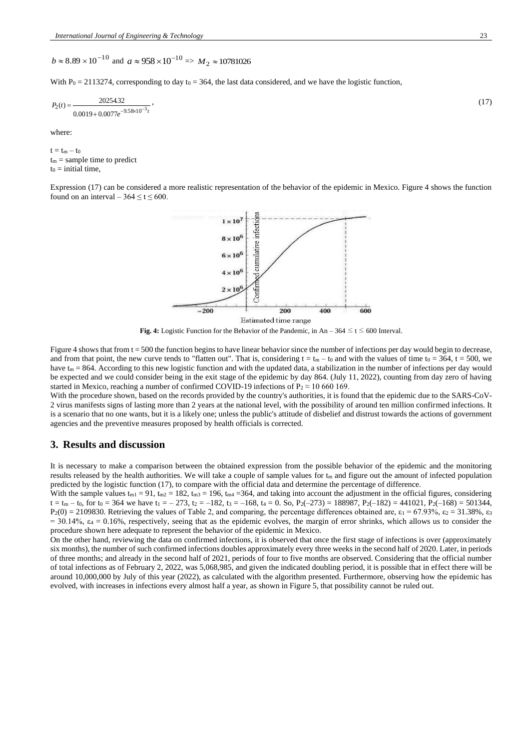$b \approx 8.89 \times 10^{-10}$ and $a \approx 958 \times 10^{-10}$ => $M_2 \approx 10781026$

With $P_0 = 2113274$, corresponding to day $t_0 = 364$, the last data considered, and we have the logistic function,

$$P_2(t) = \frac{20254.32}{0.0019 + 0.0077e^{-9.58\times10^{-3}t}}, \tag{17}$$

where:

$t = t_m - t_0$
$t_m$ = sample time to predict
$t_0$ = initial time,

Expression (17) can be considered a more realistic representation of the behavior of the epidemic in Mexico. Figure 4 shows the function found on an interval $-364 \leq t \leq 600$.

**Fig. 4:** Logistic Function for the Behavior of the Pandemic, in An $-364 \leq t \leq 600$ Interval.

Figure 4 shows that from t = 500 the function begins to have linear behavior since the number of infections per day would begin to decrease, and from that point, the new curve tends to "flatten out". That is, considering $t = t_m - t_0$ and with the values of time $t_0 = 364$, $t = 500$, we have $t_m = 864$. According to this new logistic function and with the updated data, a stabilization in the number of infections per day would be expected and we could consider being in the exit stage of the epidemic by day 864. (July 11, 2022), counting from day zero of having started in Mexico, reaching a number of confirmed COVID-19 infections of $P_2 \approx 10\ 660\ 169$.

With the procedure shown, based on the records provided by the country's authorities, it is found that the epidemic due to the SARS-CoV-2 virus manifests signs of lasting more than 2 years at the national level, with the possibility of around ten million confirmed infections. It is a scenario that no one wants, but it is a likely one; unless the public's attitude of disbelief and distrust towards the actions of government agencies and the preventive measures proposed by health officials is corrected.

## 3. Results and discussion

It is necessary to make a comparison between the obtained expression from the possible behavior of the epidemic and the monitoring results released by the health authorities. We will take a couple of sample values for $t_m$ and figure out the amount of infected population predicted by the logistic function (17), to compare with the official data and determine the percentage of difference.

With the sample values $t_{m1} = 91$, $t_{m2} = 182$, $t_{m3} = 196$, $t_{m4} = 364$, and taking into account the adjustment in the official figures, considering $t = t_m - t_0$, for $t_0 = 364$ we have $t_1 = -273$, $t_2 = -182$, $t_3 = -168$, $t_4 = 0$. So, $P_2(-273) = 188987$, $P_2(-182) = 441021$, $P_2(-168) = 501344$, $P_2(0) = 2109830$. Retrieving the values of Table 2, and comparing, the percentage differences obtained are, $\varepsilon_1 = 67.93\%$, $\varepsilon_2 = 31.38\%$, $\varepsilon_3 = 30.14\%$, $\varepsilon_4 = 0.16\%$, respectively, seeing that as the epidemic evolves, the margin of error shrinks, which allows us to consider the procedure shown here adequate to represent the behavior of the epidemic in Mexico.

On the other hand, reviewing the data on confirmed infections, it is observed that once the first stage of infections is over (approximately six months), the number of such confirmed infections doubles approximately every three weeks in the second half of 2020. Later, in periods of three months; and already in the second half of 2021, periods of four to five months are observed. Considering that the official number of total infections as of February 2, 2022, was 5,068,985, and given the indicated doubling period, it is possible that in effect there will be around 10,000,000 by July of this year (2022), as calculated with the algorithm presented. Furthermore, observing how the epidemic has evolved, with increases in infections every almost half a year, as shown in Figure 5, that possibility cannot be ruled out.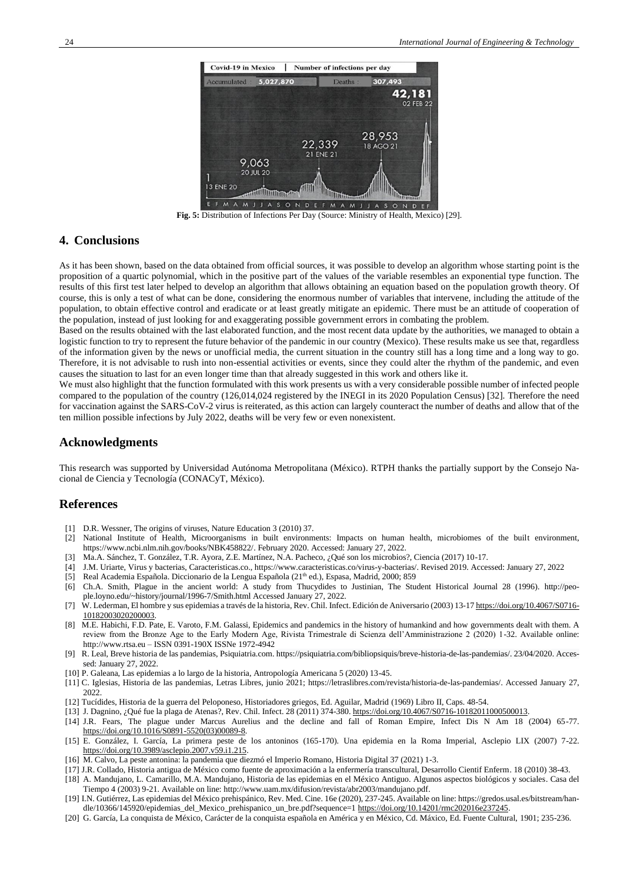**Fig. 5:** Distribution of Infections Per Day (Source: Ministry of Health, Mexico) [29].

## 4. Conclusions

As it has been shown, based on the data obtained from official sources, it was possible to develop an algorithm whose starting point is the proposition of a quartic polynomial, which in the positive part of the values of the variable resembles an exponential type function. The results of this first test later helped to develop an algorithm that allows obtaining an equation based on the population growth theory. Of course, this is only a test of what can be done, considering the enormous number of variables that intervene, including the attitude of the population, to obtain effective control and eradicate or at least greatly mitigate an epidemic. There must be an attitude of cooperation of the population, instead of just looking for and exaggerating possible government errors in combating the problem.

Based on the results obtained with the last elaborated function, and the most recent data update by the authorities, we managed to obtain a logistic function to try to represent the future behavior of the pandemic in our country (Mexico). These results make us see that, regardless of the information given by the news or unofficial media, the current situation in the country still has a long time and a long way to go. Therefore, it is not advisable to rush into non-essential activities or events, since they could alter the rhythm of the pandemic, and even causes the situation to last for an even longer time than that already suggested in this work and others like it.

We must also highlight that the function formulated with this work presents us with a very considerable possible number of infected people compared to the population of the country (126,014,024 registered by the INEGI in its 2020 Population Census) [32]. Therefore the need for vaccination against the SARS-CoV-2 virus is reiterated, as this action can largely counteract the number of deaths and allow that of the ten million possible infections by July 2022, deaths will be very few or even nonexistent.

## Acknowledgments

This research was supported by Universidad Autónoma Metropolitana (México). RTPH thanks the partially support by the Consejo Nacional de Ciencia y Tecnología (CONACyT, México).

## References

- [1] D.R. Wessner, The origins of viruses, Nature Education 3 (2010) 37.
- [2] National Institute of Health, Microorganisms in built environments: Impacts on human health, microbiomes of the built environment, https://www.ncbi.nlm.nih.gov/books/NBK458822/. February 2020. Accessed: January 27, 2022.
- [3] Ma.A. Sánchez, T. González, T.R. Ayora, Z.E. Martínez, N.A. Pacheco, ¿Qué son los microbios?, Ciencia (2017) 10-17.
- [4] J.M. Uriarte, Virus y bacterias, Caracteristicas.co., https://www.caracteristicas.co/virus-y-bacterias/. Revised 2019. Accessed: January 27, 2022
- [5] Real Academia Española. Diccionario de la Lengua Española (21th ed.), Espasa, Madrid, 2000; 859
- [6] Ch.A. Smith, Plague in the ancient world: A study from Thucydides to Justinian, The Student Historical Journal 28 (1996). http://people.loyno.edu/~history/journal/1996-7/Smith.html Accessed January 27, 2022.
- [7] W. Lederman, El hombre y sus epidemias a través de la historia, Rev. Chil. Infect. Edición de Aniversario (2003) 13-17 https://doi.org/10.4067/S0716-10182003020200003.
- [8] M.E. Habichi, F.D. Pate, E. Varoto, F.M. Galassi, Epidemics and pandemics in the history of humankind and how governments dealt with them. A review from the Bronze Age to the Early Modern Age, Rivista Trimestrale di Scienza dell'Amministrazione 2 (2020) 1-32. Available online: http://www.rtsa.eu – ISSN 0391-190X ISSNe 1972-4942
- [9] R. Leal, Breve historia de las pandemias, Psiquiatria.com. https://psiquiatria.com/bibliopsiquis/breve-historia-de-las-pandemias/. 23/04/2020. Accessed: January 27, 2022.
- [10] P. Galeana, Las epidemias a lo largo de la historia, Antropología Americana 5 (2020) 13-45.
- [11] C. Iglesias, Historia de las pandemias, Letras Libres, junio 2021; https://letraslibres.com/revista/historia-de-las-pandemias/. Accessed January 27, 2022.
- [12] Tucídides, Historia de la guerra del Peloponeso, Historiadores griegos, Ed. Aguilar, Madrid (1969) Libro II, Caps. 48-54.
- [13] J. Dagnino, ¿Qué fue la plaga de Atenas?, Rev. Chil. Infect. 28 (2011) 374-380. https://doi.org/10.4067/S0716-10182011000500013.
- [14] J.R. Fears, The plague under Marcus Aurelius and the decline and fall of Roman Empire, Infect Dis N Am 18 (2004) 65-77. https://doi.org/10.1016/S0891-5520(03)00089-8.
- [15] E. González, I. García, La primera peste de los antoninos (165-170). Una epidemia en la Roma Imperial, Asclepio LIX (2007) 7-22. https://doi.org/10.3989/asclepio.2007.v59.i1.215.
- [16] M. Calvo, La peste antonina: la pandemia que diezmó el Imperio Romano, Historia Digital 37 (2021) 1-3.
- [17] J.R. Collado, Historia antigua de México como fuente de aproximación a la enfermería transcultural, Desarrollo Cientif Enferm. 18 (2010) 38-43.
- [18] A. Mandujano, L. Camarillo, M.A. Mandujano, Historia de las epidemias en el México Antiguo. Algunos aspectos biológicos y sociales. Casa del Tiempo 4 (2003) 9-21. Available on line: http://www.uam.mx/difusion/revista/abr2003/mandujano.pdf.
- [19] I.N. Gutiérrez, Las epidemias del México prehispánico, Rev. Med. Cine. 16e (2020), 237-245. Available on line: https://gredos.usal.es/bitstream/handle/10366/145920/epidemias_del_Mexico_prehispanico_un_bre.pdf?sequence=1 https://doi.org/10.14201/rmc202016e237245.
- [20] G. García, La conquista de México, Carácter de la conquista española en América y en México, Cd. Máxico, Ed. Fuente Cultural, 1901; 235-236.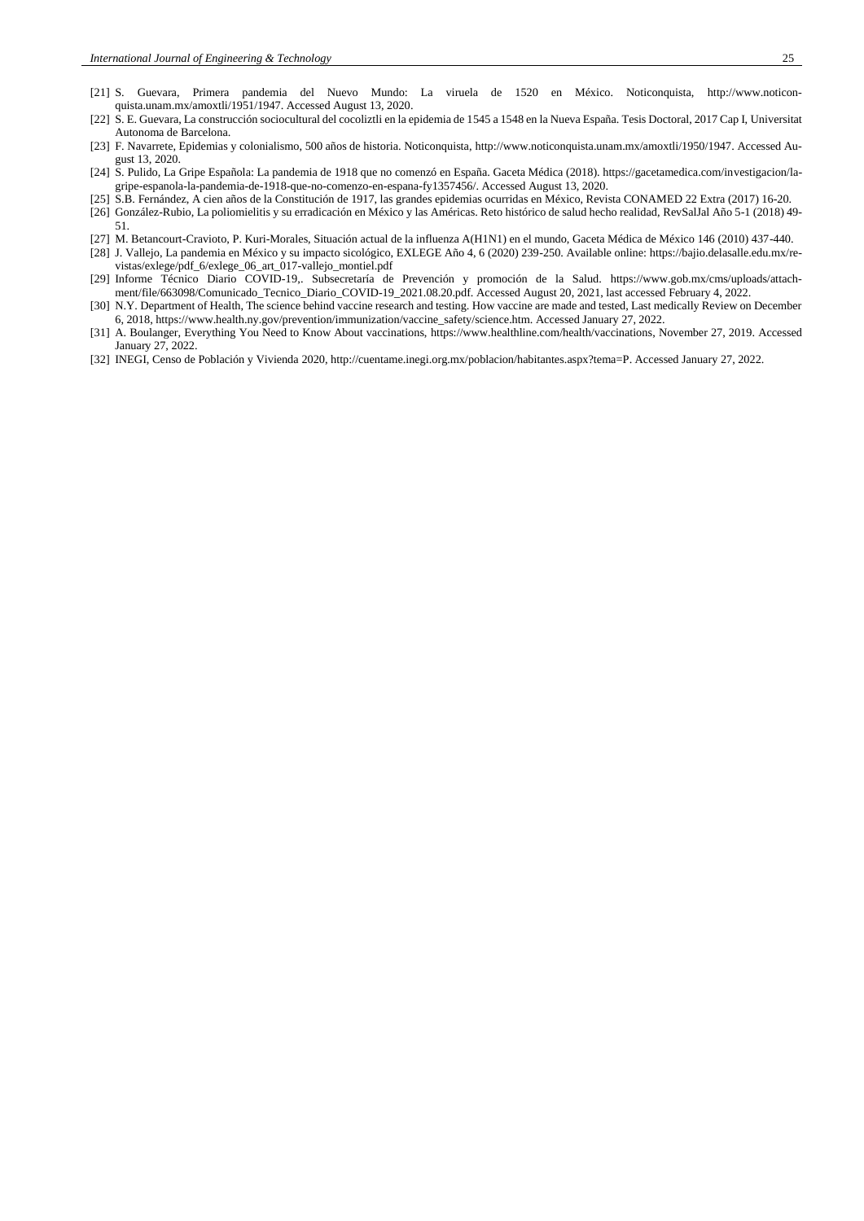[21] S. Guevara, Primera pandemia del Nuevo Mundo: La viruela de 1520 en México. Noticonquista, http://www.noticonquista.unam.mx/amoxtli/1951/1947. Accessed August 13, 2020.

[22] S. E. Guevara, La construcción sociocultural del cocoliztli en la epidemia de 1545 a 1548 en la Nueva España. Tesis Doctoral, 2017 Cap I, Universitat Autonoma de Barcelona.

[23] F. Navarrete, Epidemias y colonialismo, 500 años de historia. Noticonquista, http://www.noticonquista.unam.mx/amoxtli/1950/1947. Accessed August 13, 2020.

[24] S. Pulido, La Gripe Española: La pandemia de 1918 que no comenzó en España. Gaceta Médica (2018). https://gacetamedica.com/investigacion/la-gripe-espanola-la-pandemia-de-1918-que-no-comenzo-en-espana-fy1357456/. Accessed August 13, 2020.

[25] S.B. Fernández, A cien años de la Constitución de 1917, las grandes epidemias ocurridas en México, Revista CONAMED 22 Extra (2017) 16-20.

[26] González-Rubio, La poliomielitis y su erradicación en México y las Américas. Reto histórico de salud hecho realidad, RevSalJal Año 5-1 (2018) 49-51.

[27] M. Betancourt-Cravioto, P. Kuri-Morales, Situación actual de la influenza A(H1N1) en el mundo, Gaceta Médica de México 146 (2010) 437-440.

[28] J. Vallejo, La pandemia en México y su impacto sicológico, EXLEGE Año 4, 6 (2020) 239-250. Available online: https://bajio.delasalle.edu.mx/revistas/exlege/pdf_6/exlege_06_art_017-vallejo_montiel.pdf

[29] Informe Técnico Diario COVID-19,. Subsecretaría de Prevención y promoción de la Salud. https://www.gob.mx/cms/uploads/attachment/file/663098/Comunicado_Tecnico_Diario_COVID-19_2021.08.20.pdf. Accessed August 20, 2021, last accessed February 4, 2022.

[30] N.Y. Department of Health, The science behind vaccine research and testing. How vaccine are made and tested, Last medically Review on December 6, 2018, https://www.health.ny.gov/prevention/immunization/vaccine_safety/science.htm. Accessed January 27, 2022.

[31] A. Boulanger, Everything You Need to Know About vaccinations, https://www.healthline.com/health/vaccinations, November 27, 2019. Accessed January 27, 2022.

[32] INEGI, Censo de Población y Vivienda 2020, http://cuentame.inegi.org.mx/poblacion/habitantes.aspx?tema=P. Accessed January 27, 2022.